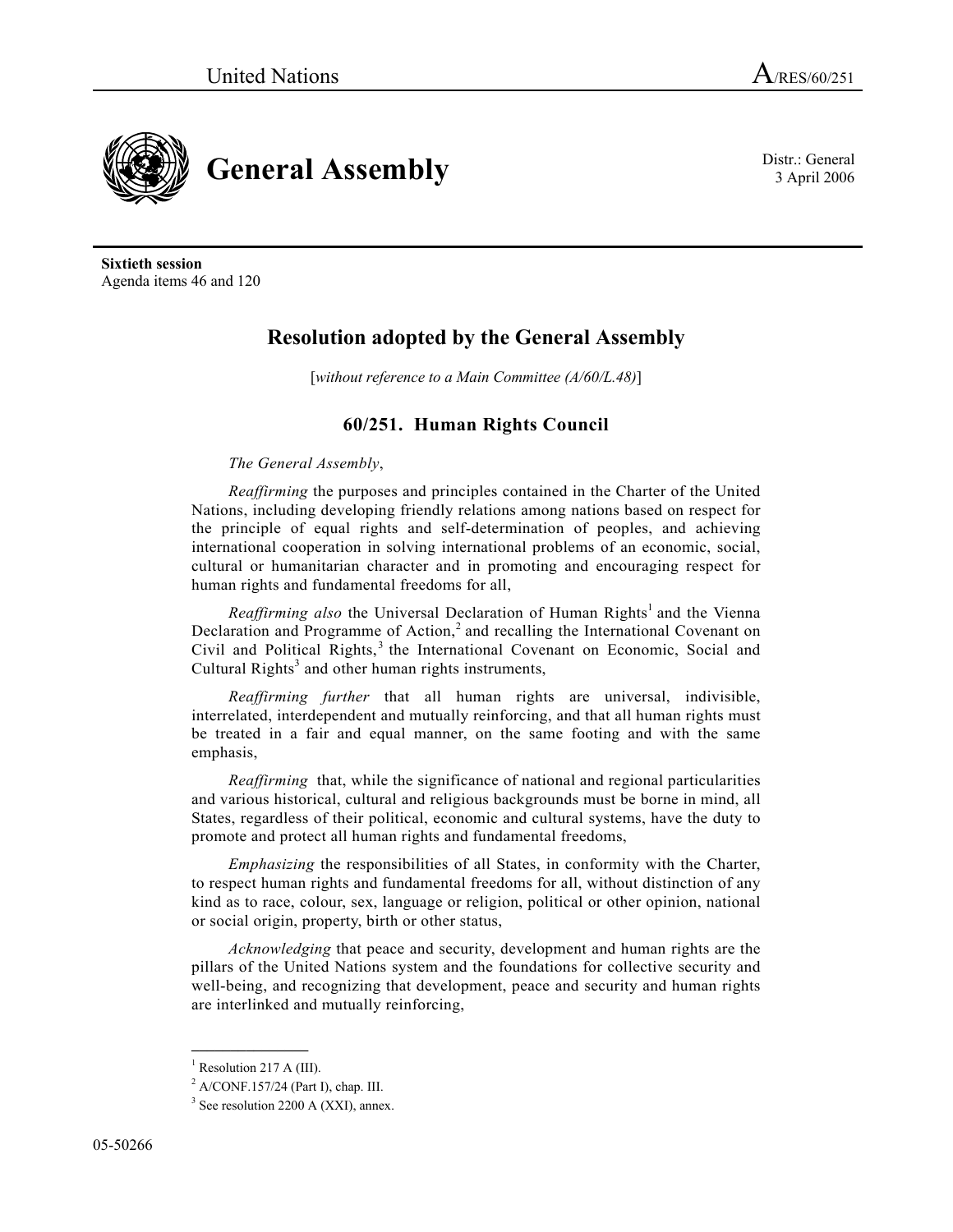United Nations A/RES/60/251

# General Assembly

Distr.: General
3 April 2006

**Sixtieth session**
Agenda items 46 and 120

## Resolution adopted by the General Assembly

[*without reference to a Main Committee (A/60/L.48)*]

### 60/251. Human Rights Council

*The General Assembly*,

*Reaffirming* the purposes and principles contained in the Charter of the United Nations, including developing friendly relations among nations based on respect for the principle of equal rights and self-determination of peoples, and achieving international cooperation in solving international problems of an economic, social, cultural or humanitarian character and in promoting and encouraging respect for human rights and fundamental freedoms for all,

*Reaffirming also* the Universal Declaration of Human Rights[1] and the Vienna Declaration and Programme of Action,[2] and recalling the International Covenant on Civil and Political Rights,[3] the International Covenant on Economic, Social and Cultural Rights[3] and other human rights instruments,

*Reaffirming further* that all human rights are universal, indivisible, interrelated, interdependent and mutually reinforcing, and that all human rights must be treated in a fair and equal manner, on the same footing and with the same emphasis,

*Reaffirming* that, while the significance of national and regional particularities and various historical, cultural and religious backgrounds must be borne in mind, all States, regardless of their political, economic and cultural systems, have the duty to promote and protect all human rights and fundamental freedoms,

*Emphasizing* the responsibilities of all States, in conformity with the Charter, to respect human rights and fundamental freedoms for all, without distinction of any kind as to race, colour, sex, language or religion, political or other opinion, national or social origin, property, birth or other status,

*Acknowledging* that peace and security, development and human rights are the pillars of the United Nations system and the foundations for collective security and well-being, and recognizing that development, peace and security and human rights are interlinked and mutually reinforcing,

---

[1] Resolution 217 A (III).
[2] A/CONF.157/24 (Part I), chap. III.
[3] See resolution 2200 A (XXI), annex.

05-50266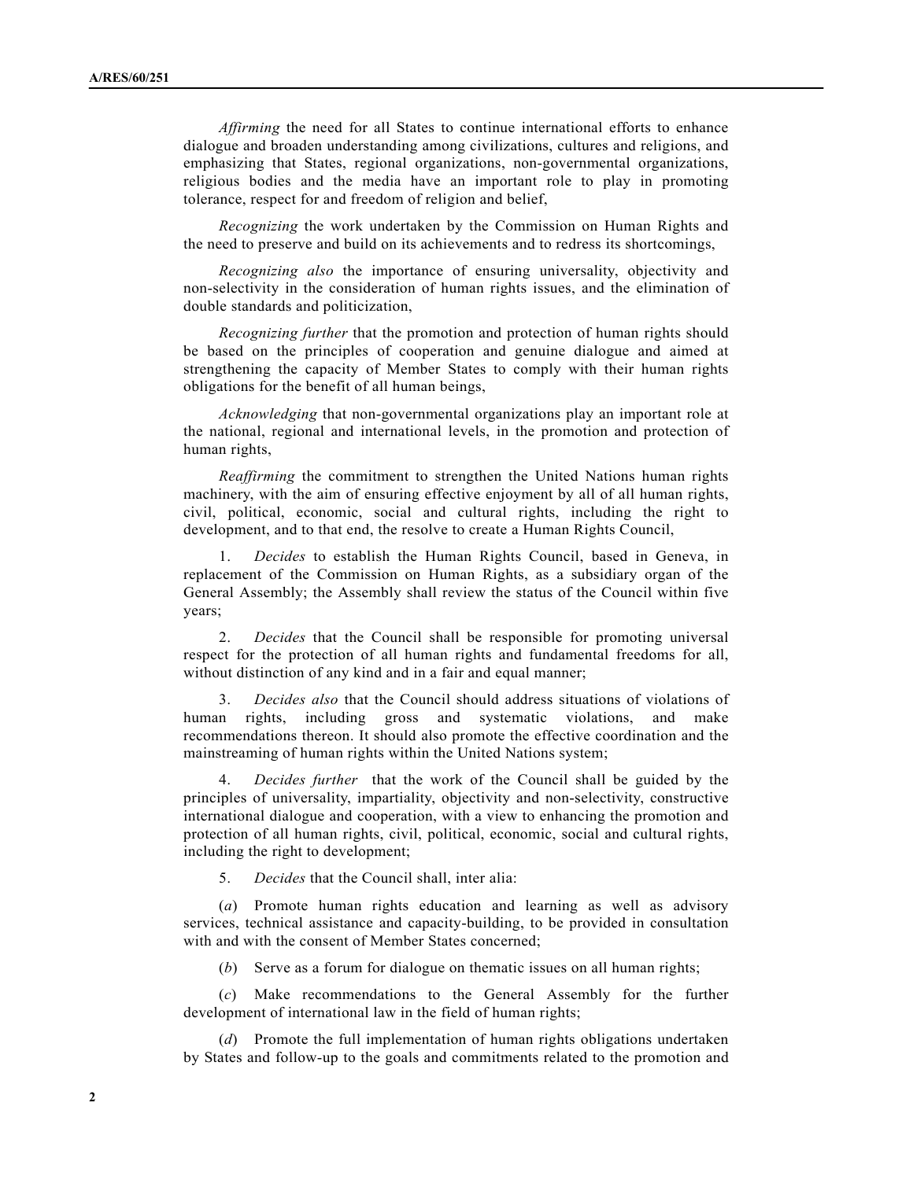*Affirming* the need for all States to continue international efforts to enhance dialogue and broaden understanding among civilizations, cultures and religions, and emphasizing that States, regional organizations, non-governmental organizations, religious bodies and the media have an important role to play in promoting tolerance, respect for and freedom of religion and belief,

*Recognizing* the work undertaken by the Commission on Human Rights and the need to preserve and build on its achievements and to redress its shortcomings,

*Recognizing also* the importance of ensuring universality, objectivity and non-selectivity in the consideration of human rights issues, and the elimination of double standards and politicization,

*Recognizing further* that the promotion and protection of human rights should be based on the principles of cooperation and genuine dialogue and aimed at strengthening the capacity of Member States to comply with their human rights obligations for the benefit of all human beings,

*Acknowledging* that non-governmental organizations play an important role at the national, regional and international levels, in the promotion and protection of human rights,

*Reaffirming* the commitment to strengthen the United Nations human rights machinery, with the aim of ensuring effective enjoyment by all of all human rights, civil, political, economic, social and cultural rights, including the right to development, and to that end, the resolve to create a Human Rights Council,

1. *Decides* to establish the Human Rights Council, based in Geneva, in replacement of the Commission on Human Rights, as a subsidiary organ of the General Assembly; the Assembly shall review the status of the Council within five years;

2. *Decides* that the Council shall be responsible for promoting universal respect for the protection of all human rights and fundamental freedoms for all, without distinction of any kind and in a fair and equal manner;

3. *Decides also* that the Council should address situations of violations of human rights, including gross and systematic violations, and make recommendations thereon. It should also promote the effective coordination and the mainstreaming of human rights within the United Nations system;

4. *Decides further* that the work of the Council shall be guided by the principles of universality, impartiality, objectivity and non-selectivity, constructive international dialogue and cooperation, with a view to enhancing the promotion and protection of all human rights, civil, political, economic, social and cultural rights, including the right to development;

5. *Decides* that the Council shall, inter alia:

(*a*) Promote human rights education and learning as well as advisory services, technical assistance and capacity-building, to be provided in consultation with and with the consent of Member States concerned;

(*b*) Serve as a forum for dialogue on thematic issues on all human rights;

(*c*) Make recommendations to the General Assembly for the further development of international law in the field of human rights;

(*d*) Promote the full implementation of human rights obligations undertaken by States and follow-up to the goals and commitments related to the promotion and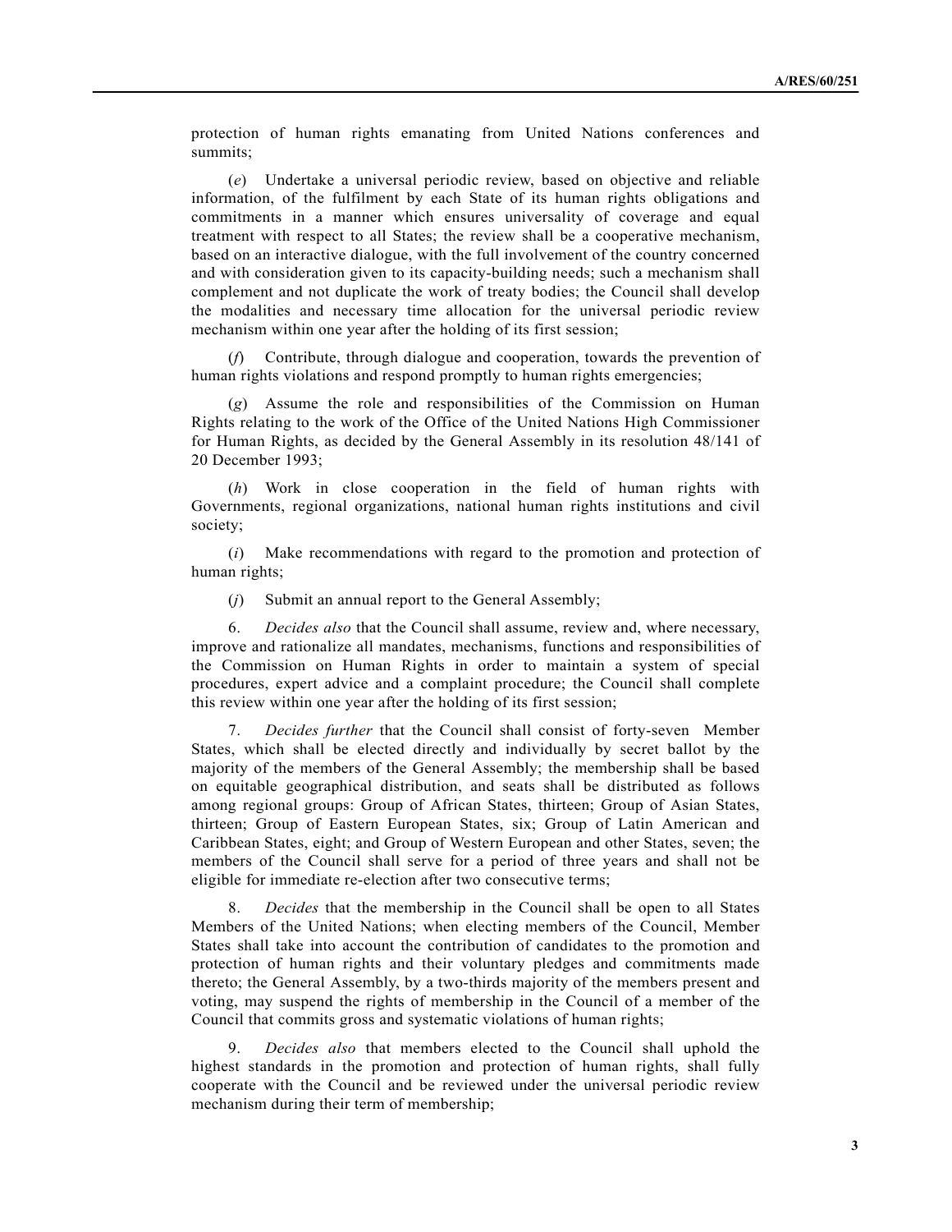protection of human rights emanating from United Nations conferences and summits;

(*e*) Undertake a universal periodic review, based on objective and reliable information, of the fulfilment by each State of its human rights obligations and commitments in a manner which ensures universality of coverage and equal treatment with respect to all States; the review shall be a cooperative mechanism, based on an interactive dialogue, with the full involvement of the country concerned and with consideration given to its capacity-building needs; such a mechanism shall complement and not duplicate the work of treaty bodies; the Council shall develop the modalities and necessary time allocation for the universal periodic review mechanism within one year after the holding of its first session;

(*f*) Contribute, through dialogue and cooperation, towards the prevention of human rights violations and respond promptly to human rights emergencies;

(*g*) Assume the role and responsibilities of the Commission on Human Rights relating to the work of the Office of the United Nations High Commissioner for Human Rights, as decided by the General Assembly in its resolution 48/141 of 20 December 1993;

(*h*) Work in close cooperation in the field of human rights with Governments, regional organizations, national human rights institutions and civil society;

(*i*) Make recommendations with regard to the promotion and protection of human rights;

(*j*) Submit an annual report to the General Assembly;

6. *Decides also* that the Council shall assume, review and, where necessary, improve and rationalize all mandates, mechanisms, functions and responsibilities of the Commission on Human Rights in order to maintain a system of special procedures, expert advice and a complaint procedure; the Council shall complete this review within one year after the holding of its first session;

7. *Decides further* that the Council shall consist of forty-seven Member States, which shall be elected directly and individually by secret ballot by the majority of the members of the General Assembly; the membership shall be based on equitable geographical distribution, and seats shall be distributed as follows among regional groups: Group of African States, thirteen; Group of Asian States, thirteen; Group of Eastern European States, six; Group of Latin American and Caribbean States, eight; and Group of Western European and other States, seven; the members of the Council shall serve for a period of three years and shall not be eligible for immediate re-election after two consecutive terms;

8. *Decides* that the membership in the Council shall be open to all States Members of the United Nations; when electing members of the Council, Member States shall take into account the contribution of candidates to the promotion and protection of human rights and their voluntary pledges and commitments made thereto; the General Assembly, by a two-thirds majority of the members present and voting, may suspend the rights of membership in the Council of a member of the Council that commits gross and systematic violations of human rights;

9. *Decides also* that members elected to the Council shall uphold the highest standards in the promotion and protection of human rights, shall fully cooperate with the Council and be reviewed under the universal periodic review mechanism during their term of membership;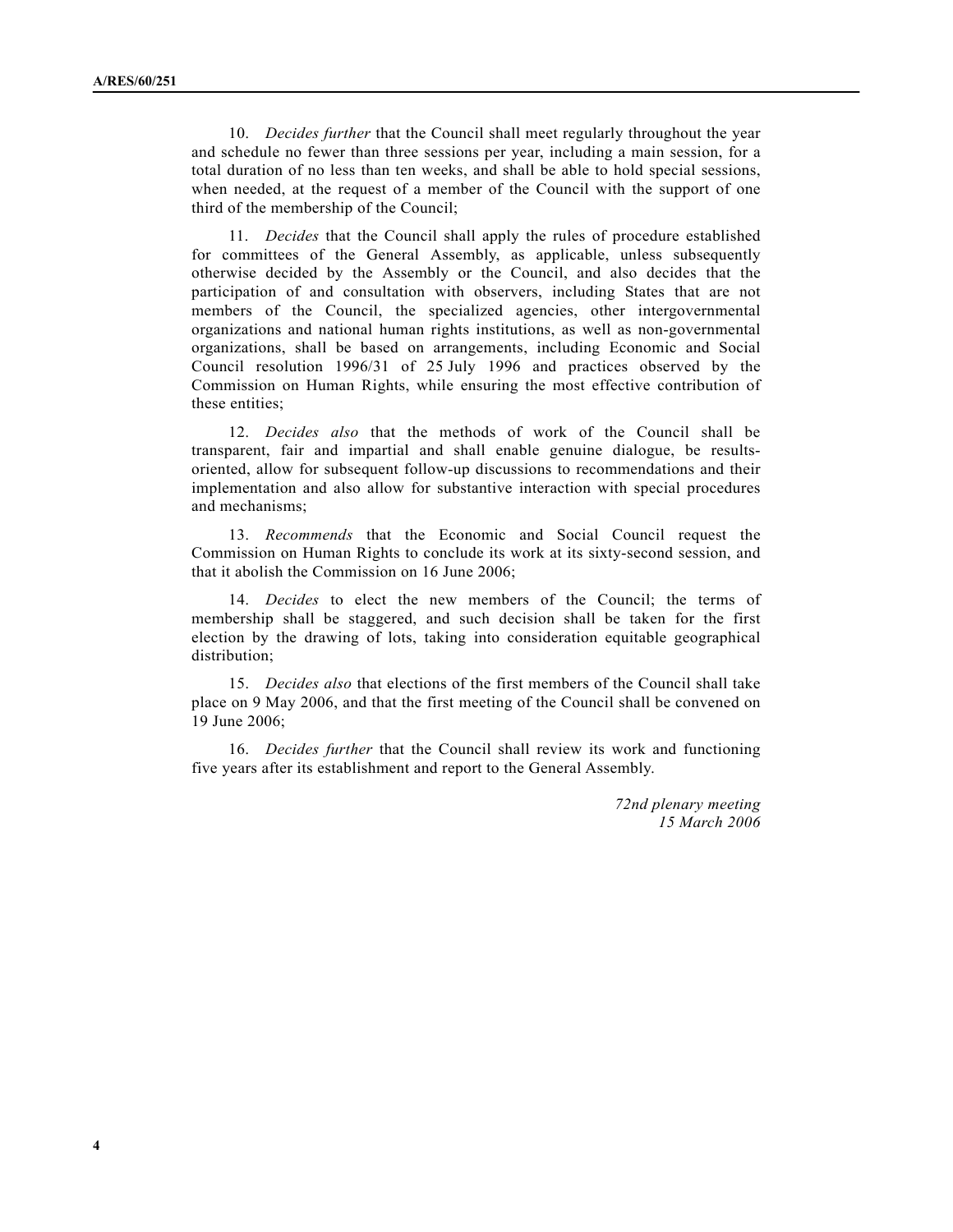10. *Decides further* that the Council shall meet regularly throughout the year and schedule no fewer than three sessions per year, including a main session, for a total duration of no less than ten weeks, and shall be able to hold special sessions, when needed, at the request of a member of the Council with the support of one third of the membership of the Council;

11. *Decides* that the Council shall apply the rules of procedure established for committees of the General Assembly, as applicable, unless subsequently otherwise decided by the Assembly or the Council, and also decides that the participation of and consultation with observers, including States that are not members of the Council, the specialized agencies, other intergovernmental organizations and national human rights institutions, as well as non-governmental organizations, shall be based on arrangements, including Economic and Social Council resolution 1996/31 of 25 July 1996 and practices observed by the Commission on Human Rights, while ensuring the most effective contribution of these entities;

12. *Decides also* that the methods of work of the Council shall be transparent, fair and impartial and shall enable genuine dialogue, be results-oriented, allow for subsequent follow-up discussions to recommendations and their implementation and also allow for substantive interaction with special procedures and mechanisms;

13. *Recommends* that the Economic and Social Council request the Commission on Human Rights to conclude its work at its sixty-second session, and that it abolish the Commission on 16 June 2006;

14. *Decides* to elect the new members of the Council; the terms of membership shall be staggered, and such decision shall be taken for the first election by the drawing of lots, taking into consideration equitable geographical distribution;

15. *Decides also* that elections of the first members of the Council shall take place on 9 May 2006, and that the first meeting of the Council shall be convened on 19 June 2006;

16. *Decides further* that the Council shall review its work and functioning five years after its establishment and report to the General Assembly.

*72nd plenary meeting*
*15 March 2006*